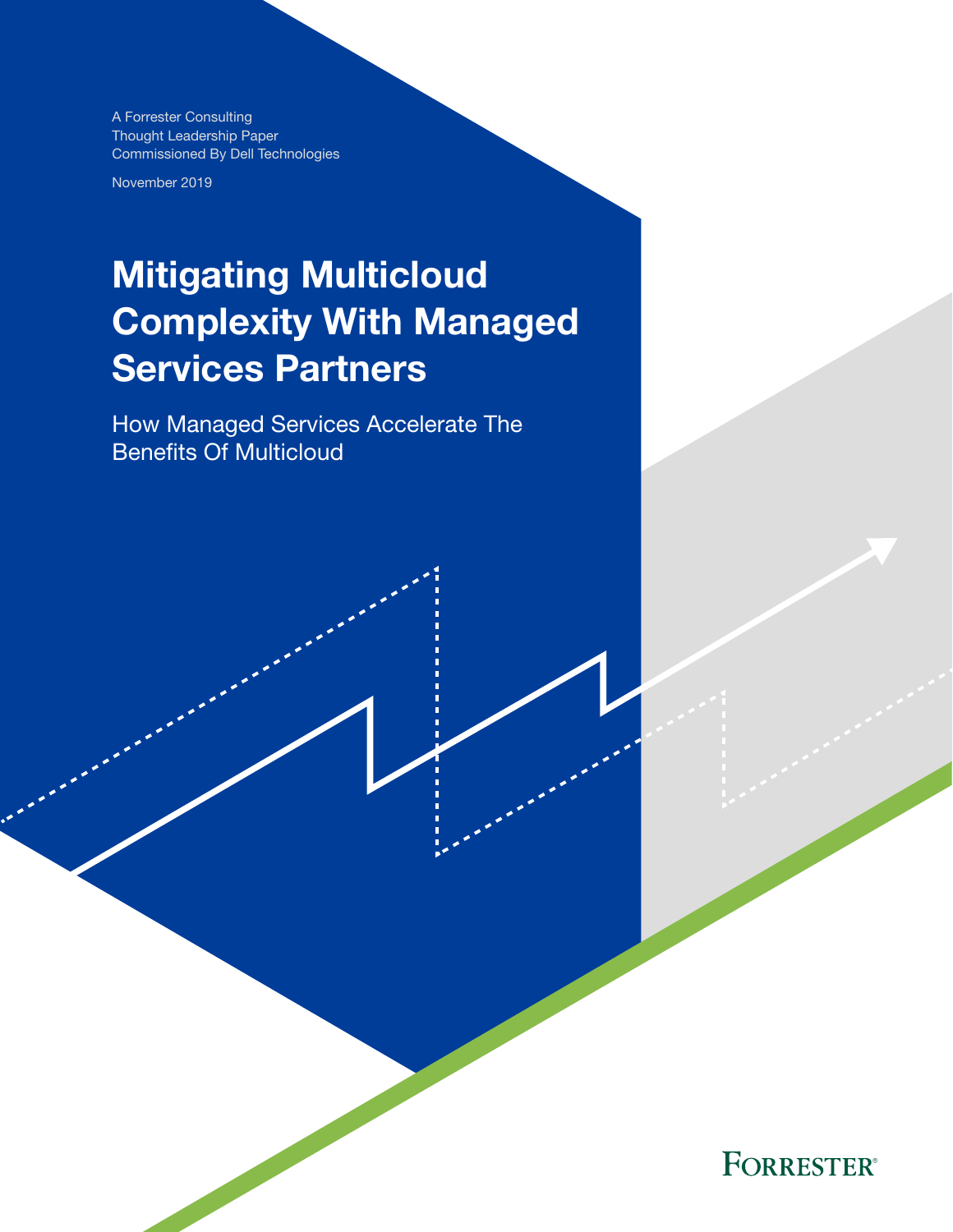A Forrester Consulting
Thought Leadership Paper
Commissioned By Dell Technologies

November 2019

# Mitigating Multicloud Complexity With Managed Services Partners

## How Managed Services Accelerate The Benefits Of Multicloud

FORRESTER®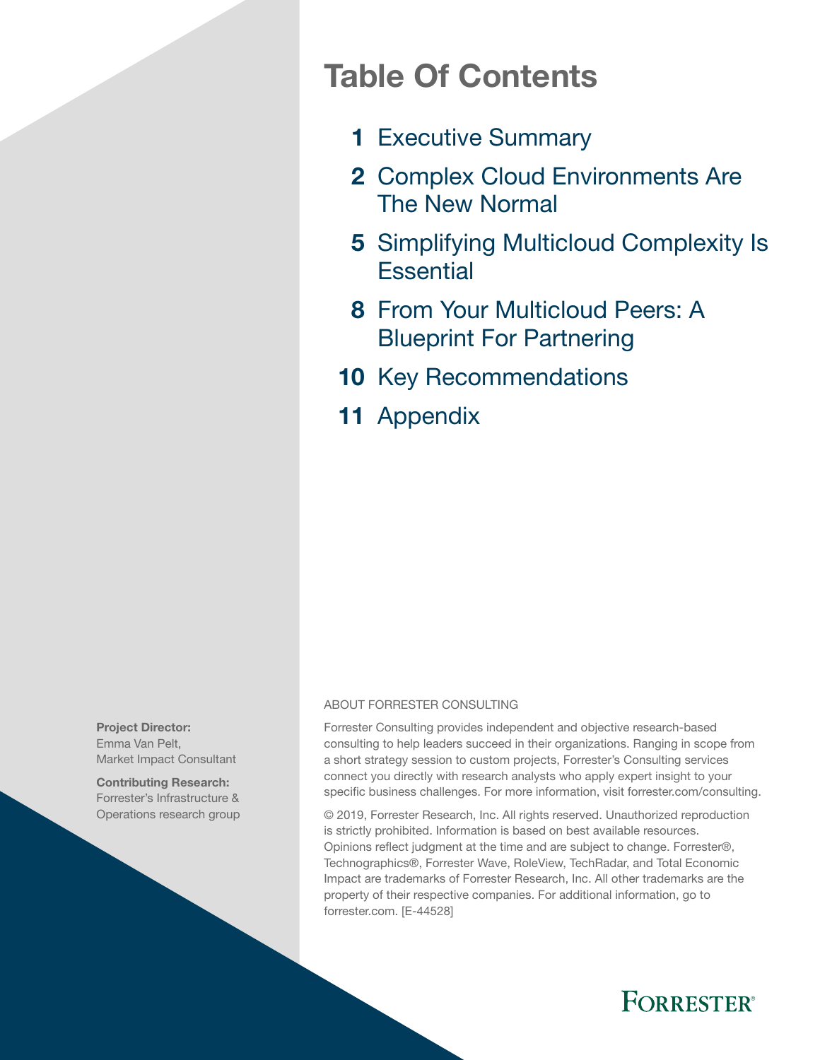# Table Of Contents

- **1** Executive Summary
- **2** Complex Cloud Environments Are The New Normal
- **5** Simplifying Multicloud Complexity Is Essential
- **8** From Your Multicloud Peers: A Blueprint For Partnering
- **10** Key Recommendations
- **11** Appendix

**Project Director:**
Emma Van Pelt,
Market Impact Consultant

**Contributing Research:**
Forrester's Infrastructure & Operations research group

ABOUT FORRESTER CONSULTING

Forrester Consulting provides independent and objective research-based consulting to help leaders succeed in their organizations. Ranging in scope from a short strategy session to custom projects, Forrester's Consulting services connect you directly with research analysts who apply expert insight to your specific business challenges. For more information, visit forrester.com/consulting.

© 2019, Forrester Research, Inc. All rights reserved. Unauthorized reproduction is strictly prohibited. Information is based on best available resources. Opinions reflect judgment at the time and are subject to change. Forrester®, Technographics®, Forrester Wave, RoleView, TechRadar, and Total Economic Impact are trademarks of Forrester Research, Inc. All other trademarks are the property of their respective companies. For additional information, go to forrester.com. [E-44528]

FORRESTER®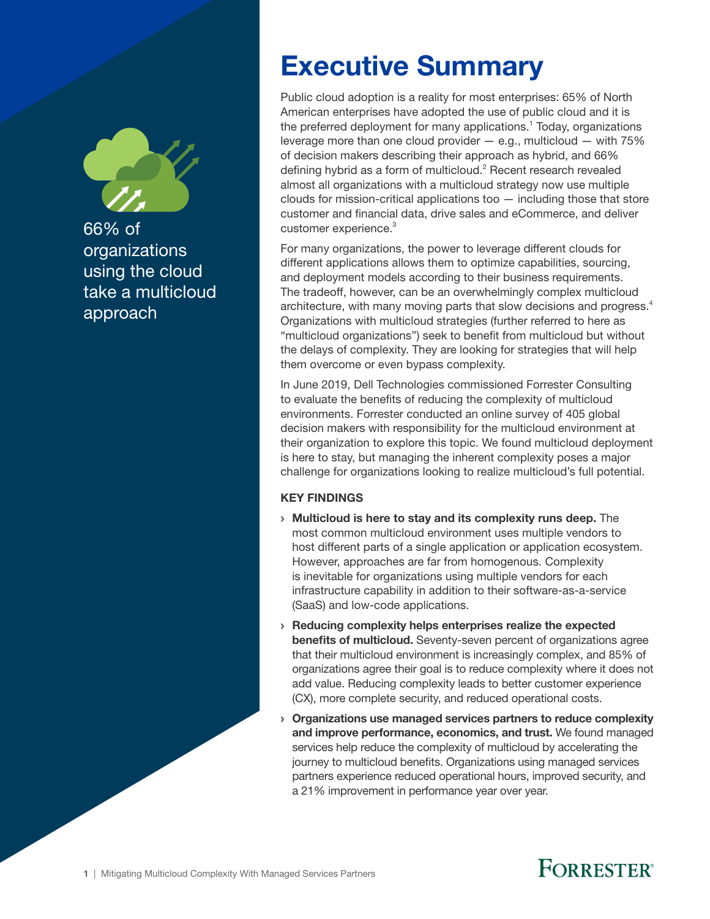66% of organizations using the cloud take a multicloud approach

# Executive Summary

Public cloud adoption is a reality for most enterprises: 65% of North American enterprises have adopted the use of public cloud and it is the preferred deployment for many applications.[1] Today, organizations leverage more than one cloud provider — e.g., multicloud — with 75% of decision makers describing their approach as hybrid, and 66% defining hybrid as a form of multicloud.[2] Recent research revealed almost all organizations with a multicloud strategy now use multiple clouds for mission-critical applications too — including those that store customer and financial data, drive sales and eCommerce, and deliver customer experience.[3]

For many organizations, the power to leverage different clouds for different applications allows them to optimize capabilities, sourcing, and deployment models according to their business requirements. The tradeoff, however, can be an overwhelmingly complex multicloud architecture, with many moving parts that slow decisions and progress.[4] Organizations with multicloud strategies (further referred to here as "multicloud organizations") seek to benefit from multicloud but without the delays of complexity. They are looking for strategies that will help them overcome or even bypass complexity.

In June 2019, Dell Technologies commissioned Forrester Consulting to evaluate the benefits of reducing the complexity of multicloud environments. Forrester conducted an online survey of 405 global decision makers with responsibility for the multicloud environment at their organization to explore this topic. We found multicloud deployment is here to stay, but managing the inherent complexity poses a major challenge for organizations looking to realize multicloud's full potential.

### KEY FINDINGS

- **Multicloud is here to stay and its complexity runs deep.** The most common multicloud environment uses multiple vendors to host different parts of a single application or application ecosystem. However, approaches are far from homogenous. Complexity is inevitable for organizations using multiple vendors for each infrastructure capability in addition to their software-as-a-service (SaaS) and low-code applications.
- **Reducing complexity helps enterprises realize the expected benefits of multicloud.** Seventy-seven percent of organizations agree that their multicloud environment is increasingly complex, and 85% of organizations agree their goal is to reduce complexity where it does not add value. Reducing complexity leads to better customer experience (CX), more complete security, and reduced operational costs.
- **Organizations use managed services partners to reduce complexity and improve performance, economics, and trust.** We found managed services help reduce the complexity of multicloud by accelerating the journey to multicloud benefits. Organizations using managed services partners experience reduced operational hours, improved security, and a 21% improvement in performance year over year.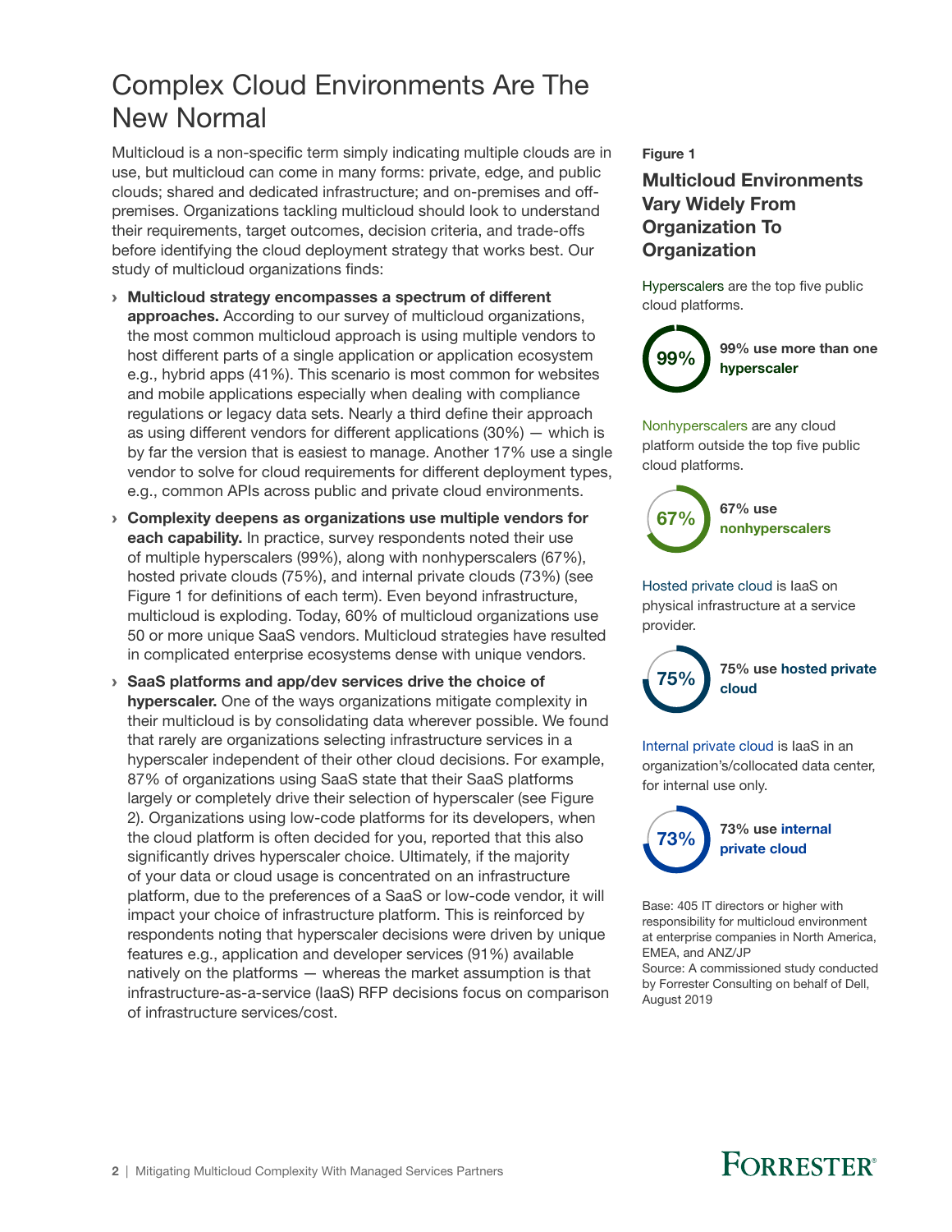# Complex Cloud Environments Are The New Normal

Multicloud is a non-specific term simply indicating multiple clouds are in use, but multicloud can come in many forms: private, edge, and public clouds; shared and dedicated infrastructure; and on-premises and off-premises. Organizations tackling multicloud should look to understand their requirements, target outcomes, decision criteria, and trade-offs before identifying the cloud deployment strategy that works best. Our study of multicloud organizations finds:

- **Multicloud strategy encompasses a spectrum of different approaches.** According to our survey of multicloud organizations, the most common multicloud approach is using multiple vendors to host different parts of a single application or application ecosystem e.g., hybrid apps (41%). This scenario is most common for websites and mobile applications especially when dealing with compliance regulations or legacy data sets. Nearly a third define their approach as using different vendors for different applications (30%) — which is by far the version that is easiest to manage. Another 17% use a single vendor to solve for cloud requirements for different deployment types, e.g., common APIs across public and private cloud environments.
- **Complexity deepens as organizations use multiple vendors for each capability.** In practice, survey respondents noted their use of multiple hyperscalers (99%), along with nonhyperscalers (67%), hosted private clouds (75%), and internal private clouds (73%) (see Figure 1 for definitions of each term). Even beyond infrastructure, multicloud is exploding. Today, 60% of multicloud organizations use 50 or more unique SaaS vendors. Multicloud strategies have resulted in complicated enterprise ecosystems dense with unique vendors.
- **SaaS platforms and app/dev services drive the choice of hyperscaler.** One of the ways organizations mitigate complexity in their multicloud is by consolidating data wherever possible. We found that rarely are organizations selecting infrastructure services in a hyperscaler independent of their other cloud decisions. For example, 87% of organizations using SaaS state that their SaaS platforms largely or completely drive their selection of hyperscaler (see Figure 2). Organizations using low-code platforms for its developers, when the cloud platform is often decided for you, reported that this also significantly drives hyperscaler choice. Ultimately, if the majority of your data or cloud usage is concentrated on an infrastructure platform, due to the preferences of a SaaS or low-code vendor, it will impact your choice of infrastructure platform. This is reinforced by respondents noting that hyperscaler decisions were driven by unique features e.g., application and developer services (91%) available natively on the platforms — whereas the market assumption is that infrastructure-as-a-service (IaaS) RFP decisions focus on comparison of infrastructure services/cost.

**Figure 1**

### Multicloud Environments Vary Widely From Organization To Organization

Hyperscalers are the top five public cloud platforms.

**99%** — **99% use more than one hyperscaler**

Nonhyperscalers are any cloud platform outside the top five public cloud platforms.

**67%** — **67% use nonhyperscalers**

Hosted private cloud is IaaS on physical infrastructure at a service provider.

**75%** — **75% use hosted private cloud**

Internal private cloud is IaaS in an organization's/collocated data center, for internal use only.

**73%** — **73% use internal private cloud**

Base: 405 IT directors or higher with responsibility for multicloud environment at enterprise companies in North America, EMEA, and ANZ/JP

Source: A commissioned study conducted by Forrester Consulting on behalf of Dell, August 2019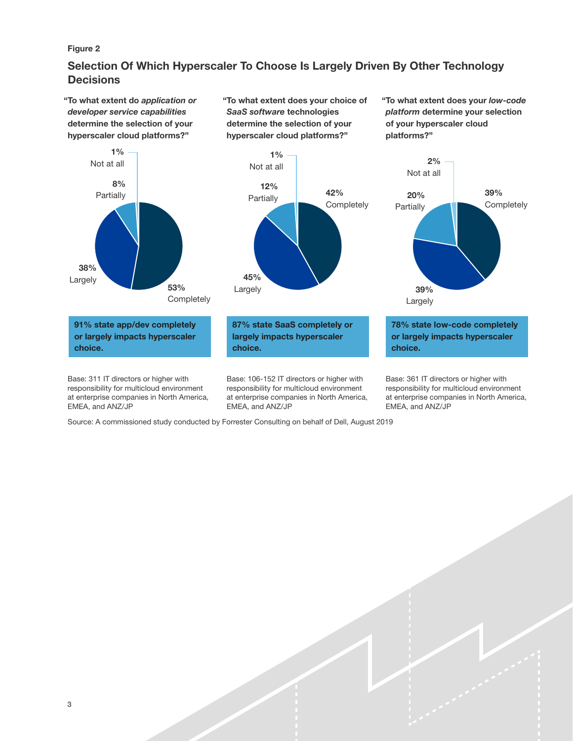Figure 2

## Selection Of Which Hyperscaler To Choose Is Largely Driven By Other Technology Decisions

**"To what extent do *application or developer service capabilities* determine the selection of your hyperscaler cloud platforms?"**

| Response | Percentage |
|---|---|
| Completely | 53% |
| Largely | 38% |
| Partially | 8% |
| Not at all | 1% |

**91% state app/dev completely or largely impacts hyperscaler choice.**

Base: 311 IT directors or higher with responsibility for multicloud environment at enterprise companies in North America, EMEA, and ANZ/JP

**"To what extent does your choice of *SaaS software* technologies determine the selection of your hyperscaler cloud platforms?"**

| Response | Percentage |
|---|---|
| Completely | 42% |
| Largely | 45% |
| Partially | 12% |
| Not at all | 1% |

**87% state SaaS completely or largely impacts hyperscaler choice.**

Base: 106-152 IT directors or higher with responsibility for multicloud environment at enterprise companies in North America, EMEA, and ANZ/JP

**"To what extent does your *low-code platform* determine your selection of your hyperscaler cloud platforms?"**

| Response | Percentage |
|---|---|
| Completely | 39% |
| Largely | 39% |
| Partially | 20% |
| Not at all | 2% |

**78% state low-code completely or largely impacts hyperscaler choice.**

Base: 361 IT directors or higher with responsibility for multicloud environment at enterprise companies in North America, EMEA, and ANZ/JP

Source: A commissioned study conducted by Forrester Consulting on behalf of Dell, August 2019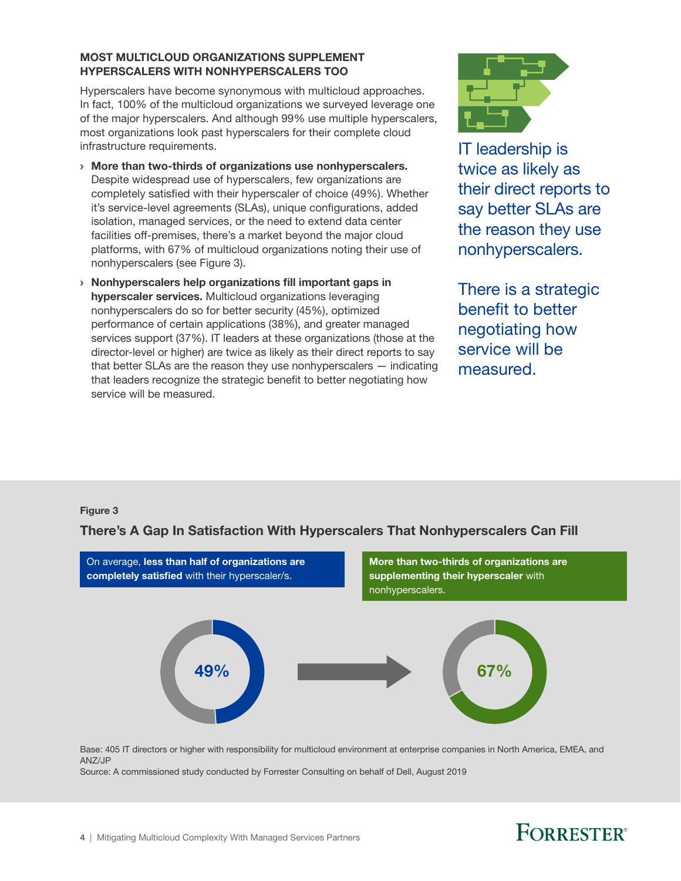## MOST MULTICLOUD ORGANIZATIONS SUPPLEMENT HYPERSCALERS WITH NONHYPERSCALERS TOO

Hyperscalers have become synonymous with multicloud approaches. In fact, 100% of the multicloud organizations we surveyed leverage one of the major hyperscalers. And although 99% use multiple hyperscalers, most organizations look past hyperscalers for their complete cloud infrastructure requirements.

- **More than two-thirds of organizations use nonhyperscalers.** Despite widespread use of hyperscalers, few organizations are completely satisfied with their hyperscaler of choice (49%). Whether it's service-level agreements (SLAs), unique configurations, added isolation, managed services, or the need to extend data center facilities off-premises, there's a market beyond the major cloud platforms, with 67% of multicloud organizations noting their use of nonhyperscalers (see Figure 3).
- **Nonhyperscalers help organizations fill important gaps in hyperscaler services.** Multicloud organizations leveraging nonhyperscalers do so for better security (45%), optimized performance of certain applications (38%), and greater managed services support (37%). IT leaders at these organizations (those at the director-level or higher) are twice as likely as their direct reports to say that better SLAs are the reason they use nonhyperscalers — indicating that leaders recognize the strategic benefit to better negotiating how service will be measured.

IT leadership is twice as likely as their direct reports to say better SLAs are the reason they use nonhyperscalers.

There is a strategic benefit to better negotiating how service will be measured.

**Figure 3**

**There's A Gap In Satisfaction With Hyperscalers That Nonhyperscalers Can Fill**

On average, **less than half of organizations are completely satisfied** with their hyperscaler/s.

49%

**More than two-thirds of organizations are supplementing their hyperscaler** with nonhyperscalers.

67%

Base: 405 IT directors or higher with responsibility for multicloud environment at enterprise companies in North America, EMEA, and ANZ/JP

Source: A commissioned study conducted by Forrester Consulting on behalf of Dell, August 2019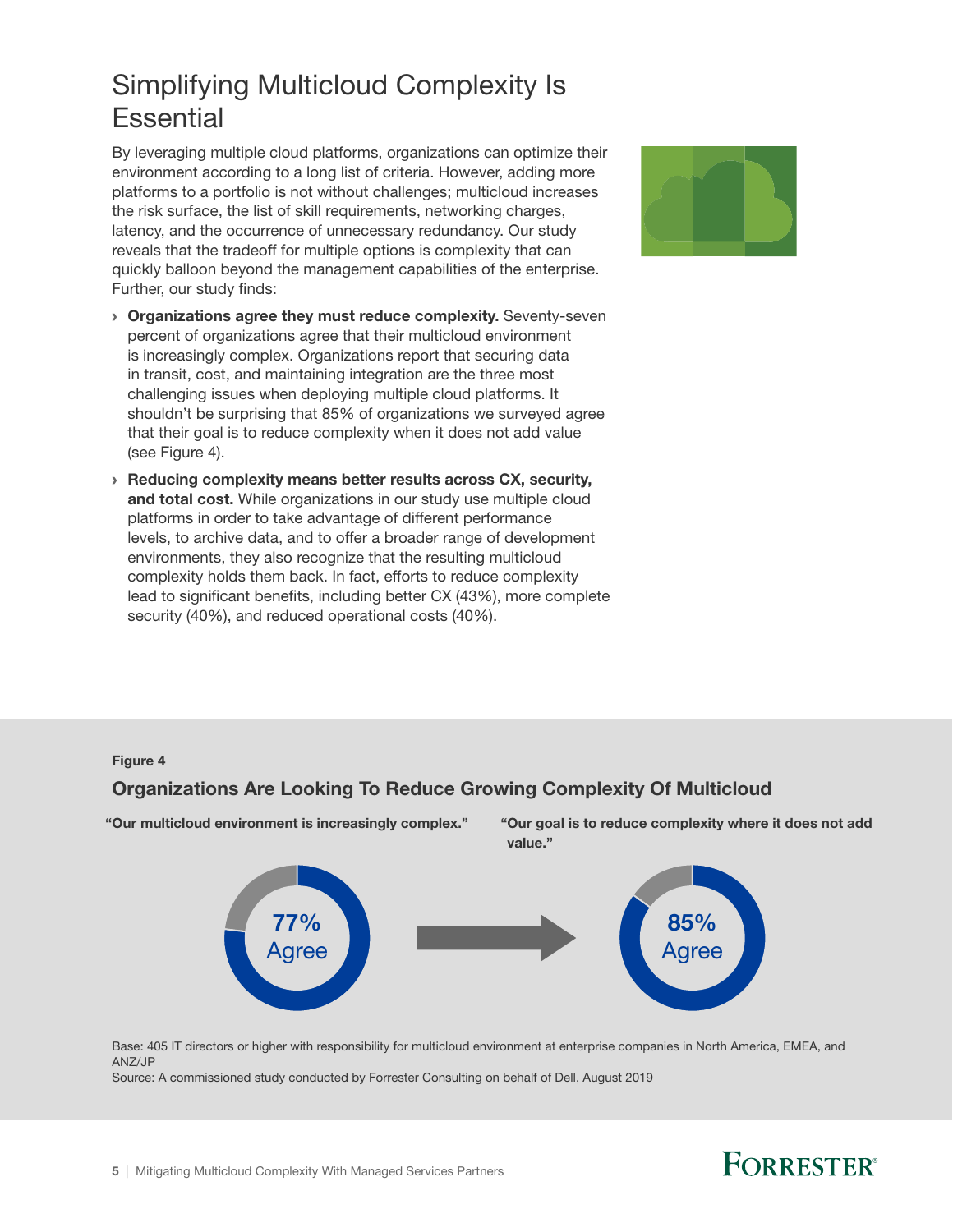# Simplifying Multicloud Complexity Is Essential

By leveraging multiple cloud platforms, organizations can optimize their environment according to a long list of criteria. However, adding more platforms to a portfolio is not without challenges; multicloud increases the risk surface, the list of skill requirements, networking charges, latency, and the occurrence of unnecessary redundancy. Our study reveals that the tradeoff for multiple options is complexity that can quickly balloon beyond the management capabilities of the enterprise. Further, our study finds:

- **Organizations agree they must reduce complexity.** Seventy-seven percent of organizations agree that their multicloud environment is increasingly complex. Organizations report that securing data in transit, cost, and maintaining integration are the three most challenging issues when deploying multiple cloud platforms. It shouldn't be surprising that 85% of organizations we surveyed agree that their goal is to reduce complexity when it does not add value (see Figure 4).
- **Reducing complexity means better results across CX, security, and total cost.** While organizations in our study use multiple cloud platforms in order to take advantage of different performance levels, to archive data, and to offer a broader range of development environments, they also recognize that the resulting multicloud complexity holds them back. In fact, efforts to reduce complexity lead to significant benefits, including better CX (43%), more complete security (40%), and reduced operational costs (40%).

**Figure 4**

**Organizations Are Looking To Reduce Growing Complexity Of Multicloud**

**"Our multicloud environment is increasingly complex."**

77% Agree

**"Our goal is to reduce complexity where it does not add value."**

85% Agree

Base: 405 IT directors or higher with responsibility for multicloud environment at enterprise companies in North America, EMEA, and ANZ/JP

Source: A commissioned study conducted by Forrester Consulting on behalf of Dell, August 2019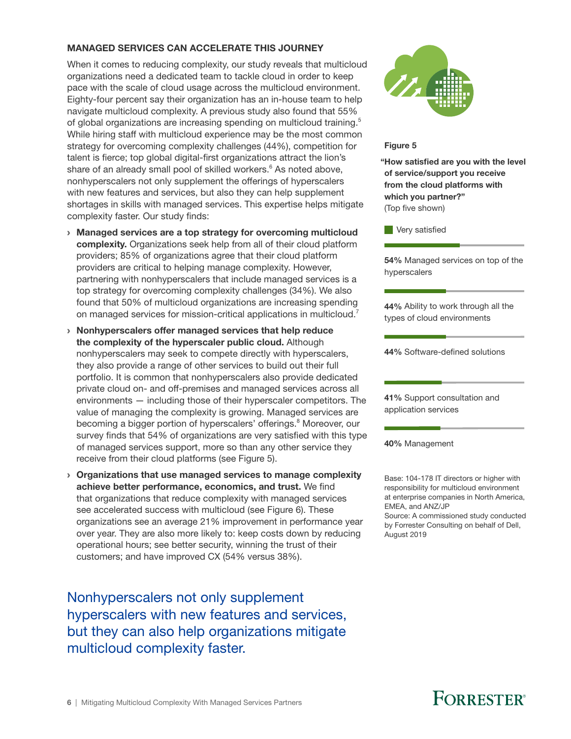## MANAGED SERVICES CAN ACCELERATE THIS JOURNEY

When it comes to reducing complexity, our study reveals that multicloud organizations need a dedicated team to tackle cloud in order to keep pace with the scale of cloud usage across the multicloud environment. Eighty-four percent say their organization has an in-house team to help navigate multicloud complexity. A previous study also found that 55% of global organizations are increasing spending on multicloud training.[5] While hiring staff with multicloud experience may be the most common strategy for overcoming complexity challenges (44%), competition for talent is fierce; top global digital-first organizations attract the lion's share of an already small pool of skilled workers.[6] As noted above, nonhyperscalers not only supplement the offerings of hyperscalers with new features and services, but also they can help supplement shortages in skills with managed services. This expertise helps mitigate complexity faster. Our study finds:

- **Managed services are a top strategy for overcoming multicloud complexity.** Organizations seek help from all of their cloud platform providers; 85% of organizations agree that their cloud platform providers are critical to helping manage complexity. However, partnering with nonhyperscalers that include managed services is a top strategy for overcoming complexity challenges (34%). We also found that 50% of multicloud organizations are increasing spending on managed services for mission-critical applications in multicloud.[7]
- **Nonhyperscalers offer managed services that help reduce the complexity of the hyperscaler public cloud.** Although nonhyperscalers may seek to compete directly with hyperscalers, they also provide a range of other services to build out their full portfolio. It is common that nonhyperscalers also provide dedicated private cloud on- and off-premises and managed services across all environments — including those of their hyperscaler competitors. The value of managing the complexity is growing. Managed services are becoming a bigger portion of hyperscalers' offerings.[8] Moreover, our survey finds that 54% of organizations are very satisfied with this type of managed services support, more so than any other service they receive from their cloud platforms (see Figure 5).
- **Organizations that use managed services to manage complexity achieve better performance, economics, and trust.** We find that organizations that reduce complexity with managed services see accelerated success with multicloud (see Figure 6). These organizations see an average 21% improvement in performance year over year. They are also more likely to: keep costs down by reducing operational hours; see better security, winning the trust of their customers; and have improved CX (54% versus 38%).

Nonhyperscalers not only supplement hyperscalers with new features and services, but they can also help organizations mitigate multicloud complexity faster.

**Figure 5**

**"How satisfied are you with the level of service/support you receive from the cloud platforms with which you partner?"**
(Top five shown)

Very satisfied

| Very satisfied | Service |
|---|---|
| 54% | Managed services on top of the hyperscalers |
| 44% | Ability to work through all the types of cloud environments |
| 44% | Software-defined solutions |
| 41% | Support consultation and application services |
| 40% | Management |

Base: 104-178 IT directors or higher with responsibility for multicloud environment at enterprise companies in North America, EMEA, and ANZ/JP
Source: A commissioned study conducted by Forrester Consulting on behalf of Dell, August 2019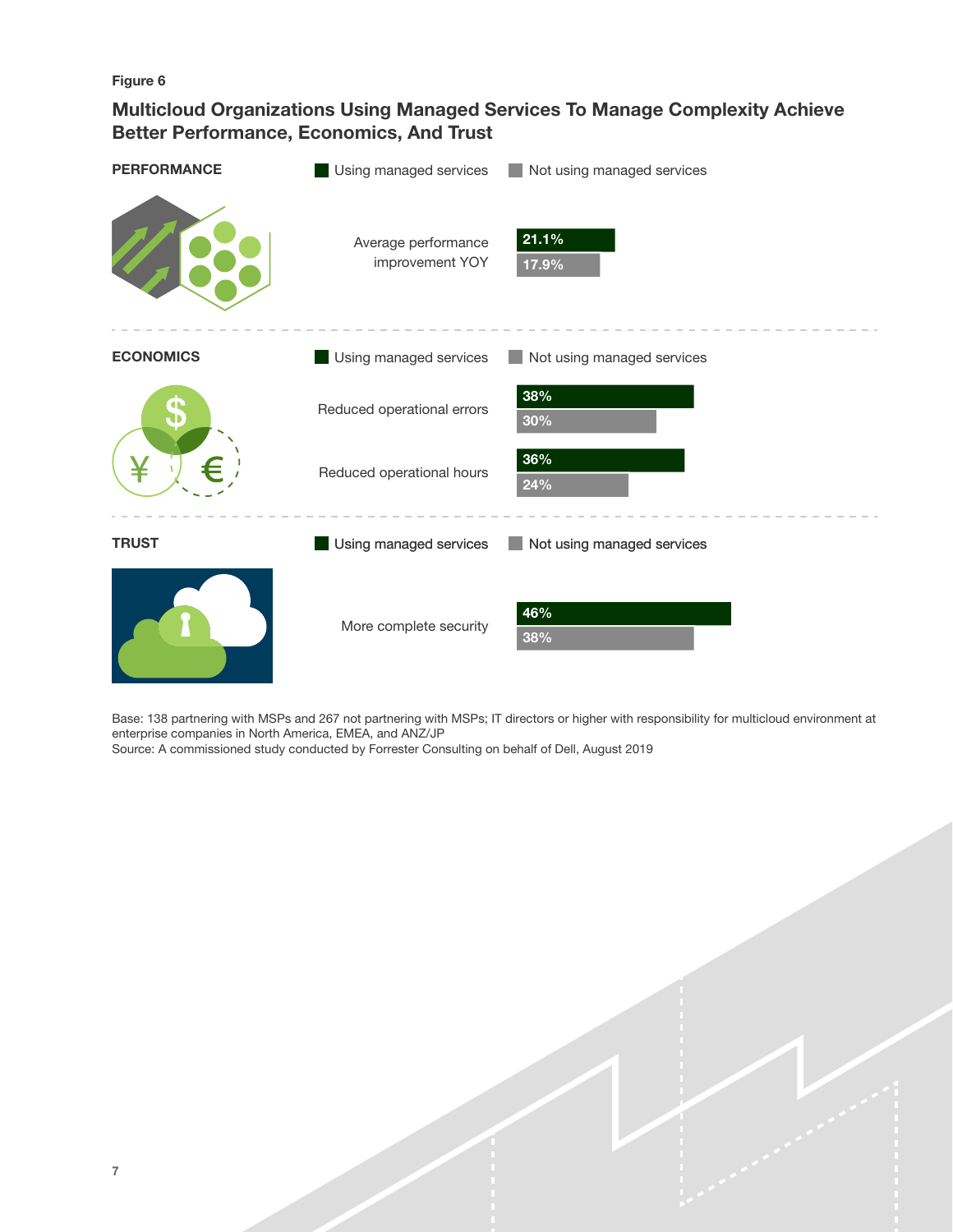Figure 6

## Multicloud Organizations Using Managed Services To Manage Complexity Achieve Better Performance, Economics, And Trust

**PERFORMANCE**

| | Using managed services | Not using managed services |
|---|---|---|
| Average performance improvement YOY | 21.1% | 17.9% |

**ECONOMICS**

| | Using managed services | Not using managed services |
|---|---|---|
| Reduced operational errors | 38% | 30% |
| Reduced operational hours | 36% | 24% |

**TRUST**

| | Using managed services | Not using managed services |
|---|---|---|
| More complete security | 46% | 38% |

Base: 138 partnering with MSPs and 267 not partnering with MSPs; IT directors or higher with responsibility for multicloud environment at enterprise companies in North America, EMEA, and ANZ/JP

Source: A commissioned study conducted by Forrester Consulting on behalf of Dell, August 2019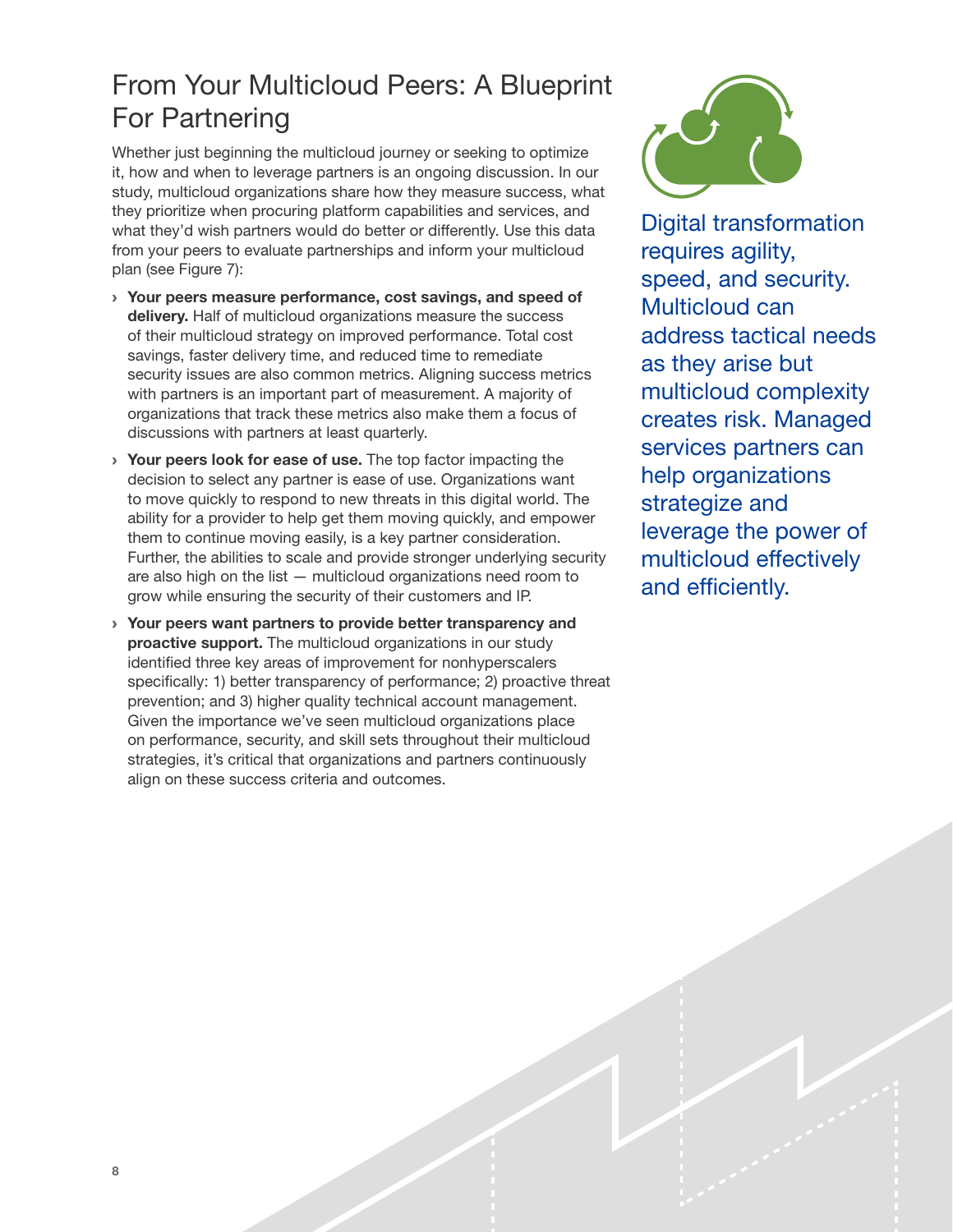# From Your Multicloud Peers: A Blueprint For Partnering

Whether just beginning the multicloud journey or seeking to optimize it, how and when to leverage partners is an ongoing discussion. In our study, multicloud organizations share how they measure success, what they prioritize when procuring platform capabilities and services, and what they'd wish partners would do better or differently. Use this data from your peers to evaluate partnerships and inform your multicloud plan (see Figure 7):

- **Your peers measure performance, cost savings, and speed of delivery.** Half of multicloud organizations measure the success of their multicloud strategy on improved performance. Total cost savings, faster delivery time, and reduced time to remediate security issues are also common metrics. Aligning success metrics with partners is an important part of measurement. A majority of organizations that track these metrics also make them a focus of discussions with partners at least quarterly.
- **Your peers look for ease of use.** The top factor impacting the decision to select any partner is ease of use. Organizations want to move quickly to respond to new threats in this digital world. The ability for a provider to help get them moving quickly, and empower them to continue moving easily, is a key partner consideration. Further, the abilities to scale and provide stronger underlying security are also high on the list — multicloud organizations need room to grow while ensuring the security of their customers and IP.
- **Your peers want partners to provide better transparency and proactive support.** The multicloud organizations in our study identified three key areas of improvement for nonhyperscalers specifically: 1) better transparency of performance; 2) proactive threat prevention; and 3) higher quality technical account management. Given the importance we've seen multicloud organizations place on performance, security, and skill sets throughout their multicloud strategies, it's critical that organizations and partners continuously align on these success criteria and outcomes.

Digital transformation requires agility, speed, and security. Multicloud can address tactical needs as they arise but multicloud complexity creates risk. Managed services partners can help organizations strategize and leverage the power of multicloud effectively and efficiently.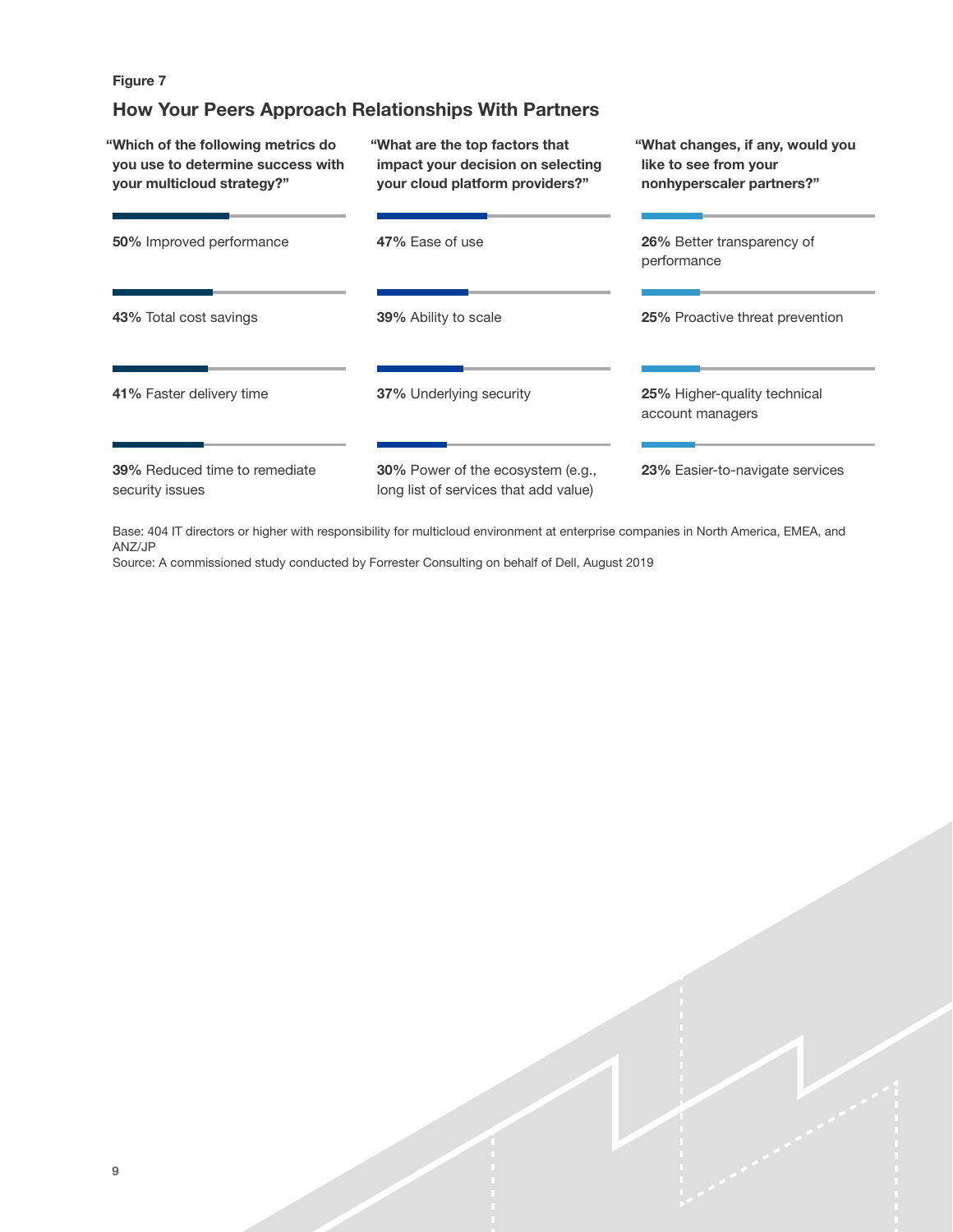Figure 7

## How Your Peers Approach Relationships With Partners

**"Which of the following metrics do you use to determine success with your multicloud strategy?"**

- **50%** Improved performance
- **43%** Total cost savings
- **41%** Faster delivery time
- **39%** Reduced time to remediate security issues

**"What are the top factors that impact your decision on selecting your cloud platform providers?"**

- **47%** Ease of use
- **39%** Ability to scale
- **37%** Underlying security
- **30%** Power of the ecosystem (e.g., long list of services that add value)

**"What changes, if any, would you like to see from your nonhyperscaler partners?"**

- **26%** Better transparency of performance
- **25%** Proactive threat prevention
- **25%** Higher-quality technical account managers
- **23%** Easier-to-navigate services

Base: 404 IT directors or higher with responsibility for multicloud environment at enterprise companies in North America, EMEA, and ANZ/JP

Source: A commissioned study conducted by Forrester Consulting on behalf of Dell, August 2019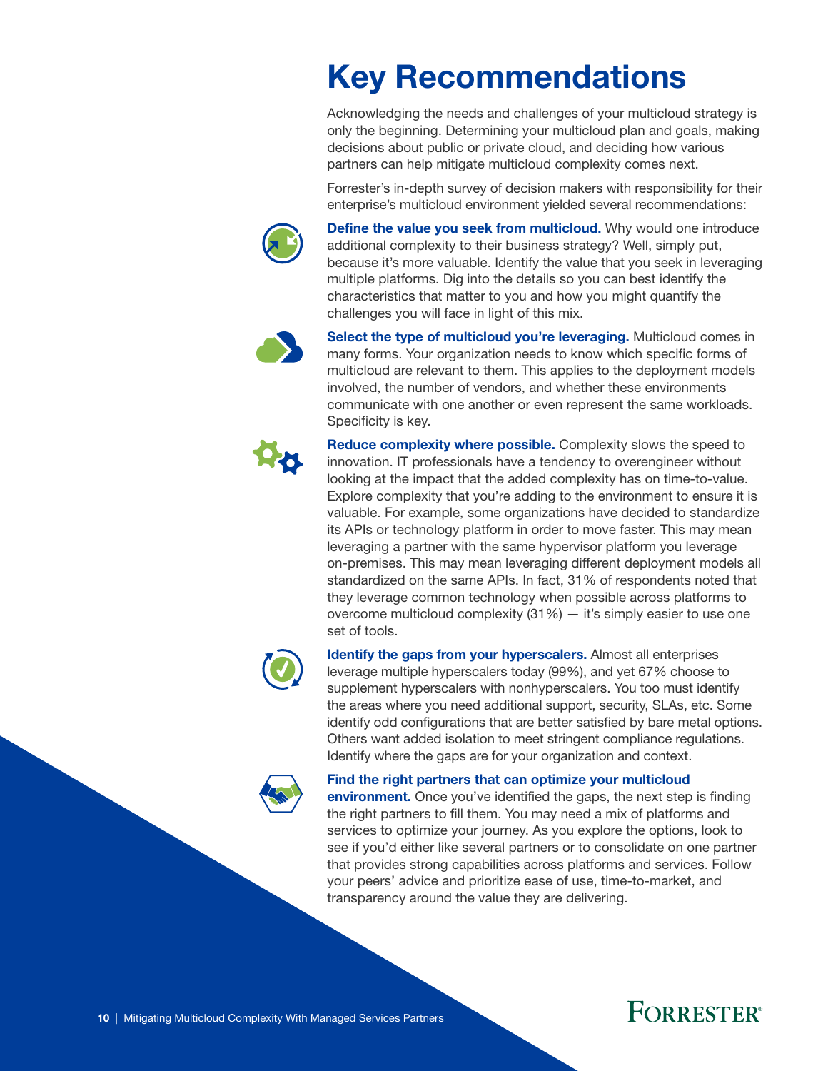# Key Recommendations

Acknowledging the needs and challenges of your multicloud strategy is only the beginning. Determining your multicloud plan and goals, making decisions about public or private cloud, and deciding how various partners can help mitigate multicloud complexity comes next.

Forrester's in-depth survey of decision makers with responsibility for their enterprise's multicloud environment yielded several recommendations:

**Define the value you seek from multicloud.** Why would one introduce additional complexity to their business strategy? Well, simply put, because it's more valuable. Identify the value that you seek in leveraging multiple platforms. Dig into the details so you can best identify the characteristics that matter to you and how you might quantify the challenges you will face in light of this mix.

**Select the type of multicloud you're leveraging.** Multicloud comes in many forms. Your organization needs to know which specific forms of multicloud are relevant to them. This applies to the deployment models involved, the number of vendors, and whether these environments communicate with one another or even represent the same workloads. Specificity is key.

**Reduce complexity where possible.** Complexity slows the speed to innovation. IT professionals have a tendency to overengineer without looking at the impact that the added complexity has on time-to-value. Explore complexity that you're adding to the environment to ensure it is valuable. For example, some organizations have decided to standardize its APIs or technology platform in order to move faster. This may mean leveraging a partner with the same hypervisor platform you leverage on-premises. This may mean leveraging different deployment models all standardized on the same APIs. In fact, 31% of respondents noted that they leverage common technology when possible across platforms to overcome multicloud complexity (31%) — it's simply easier to use one set of tools.

**Identify the gaps from your hyperscalers.** Almost all enterprises leverage multiple hyperscalers today (99%), and yet 67% choose to supplement hyperscalers with nonhyperscalers. You too must identify the areas where you need additional support, security, SLAs, etc. Some identify odd configurations that are better satisfied by bare metal options. Others want added isolation to meet stringent compliance regulations. Identify where the gaps are for your organization and context.

**Find the right partners that can optimize your multicloud environment.** Once you've identified the gaps, the next step is finding the right partners to fill them. You may need a mix of platforms and services to optimize your journey. As you explore the options, look to see if you'd either like several partners or to consolidate on one partner that provides strong capabilities across platforms and services. Follow your peers' advice and prioritize ease of use, time-to-market, and transparency around the value they are delivering.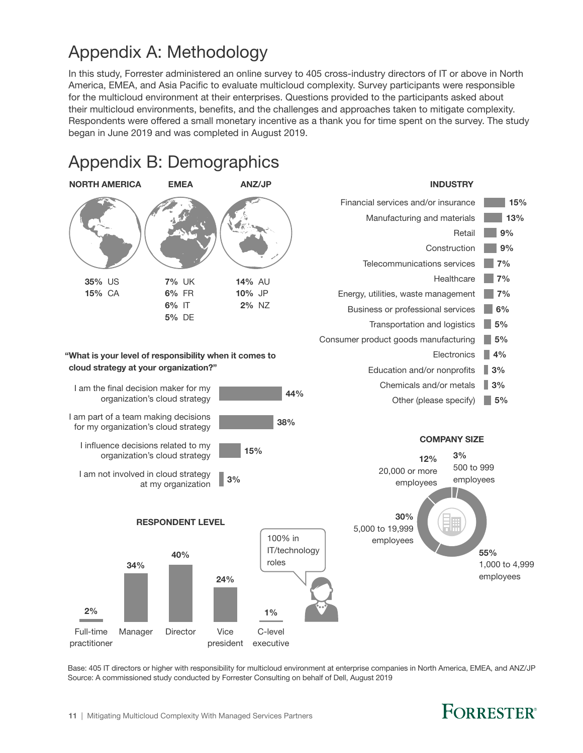# Appendix A: Methodology

In this study, Forrester administered an online survey to 405 cross-industry directors of IT or above in North America, EMEA, and Asia Pacific to evaluate multicloud complexity. Survey participants were responsible for the multicloud environment at their enterprises. Questions provided to the participants asked about their multicloud environments, benefits, and the challenges and approaches taken to mitigate complexity. Respondents were offered a small monetary incentive as a thank you for time spent on the survey. The study began in June 2019 and was completed in August 2019.

# Appendix B: Demographics

**NORTH AMERICA**

- **35%** US
- **15%** CA

**EMEA**

- **7%** UK
- **6%** FR
- **6%** IT
- **5%** DE

**ANZ/JP**

- **14%** AU
- **10%** JP
- **2%** NZ

**INDUSTRY**

| Industry | % |
|---|---|
| Financial services and/or insurance | 15% |
| Manufacturing and materials | 13% |
| Retail | 9% |
| Construction | 9% |
| Telecommunications services | 7% |
| Healthcare | 7% |
| Energy, utilities, waste management | 7% |
| Business or professional services | 6% |
| Transportation and logistics | 5% |
| Consumer product goods manufacturing | 5% |
| Electronics | 4% |
| Education and/or nonprofits | 3% |
| Chemicals and/or metals | 3% |
| Other (please specify) | 5% |

**"What is your level of responsibility when it comes to cloud strategy at your organization?"**

| Response | % |
|---|---|
| I am the final decision maker for my organization's cloud strategy | 44% |
| I am part of a team making decisions for my organization's cloud strategy | 38% |
| I influence decisions related to my organization's cloud strategy | 15% |
| I am not involved in cloud strategy at my organization | 3% |

**COMPANY SIZE**

| Company size | % |
|---|---|
| 500 to 999 employees | 3% |
| 1,000 to 4,999 employees | 55% |
| 5,000 to 19,999 employees | 30% |
| 20,000 or more employees | 12% |

**RESPONDENT LEVEL**

| Level | % |
|---|---|
| Full-time practitioner | 2% |
| Manager | 34% |
| Director | 40% |
| Vice president | 24% |
| C-level executive | 1% |

100% in IT/technology roles

Base: 405 IT directors or higher with responsibility for multicloud environment at enterprise companies in North America, EMEA, and ANZ/JP

Source: A commissioned study conducted by Forrester Consulting on behalf of Dell, August 2019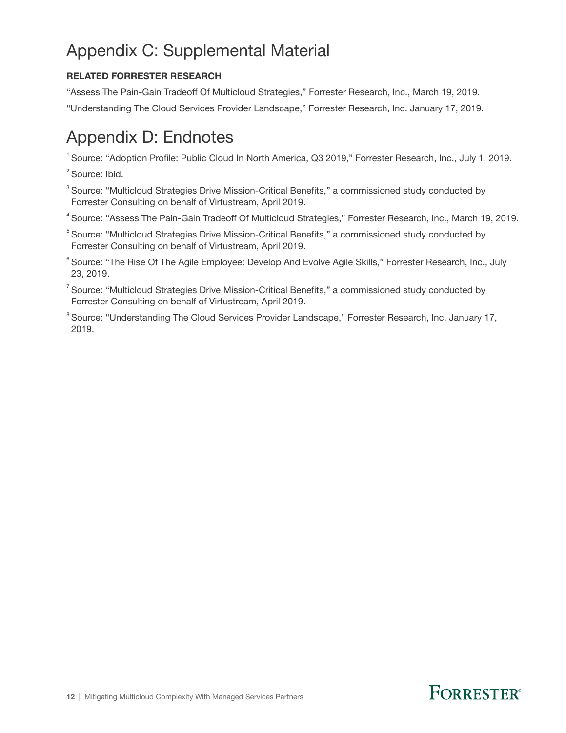# Appendix C: Supplemental Material

**RELATED FORRESTER RESEARCH**

"Assess The Pain-Gain Tradeoff Of Multicloud Strategies," Forrester Research, Inc., March 19, 2019.

"Understanding The Cloud Services Provider Landscape," Forrester Research, Inc. January 17, 2019.

# Appendix D: Endnotes

[1] Source: "Adoption Profile: Public Cloud In North America, Q3 2019," Forrester Research, Inc., July 1, 2019.

[2] Source: Ibid.

[3] Source: "Multicloud Strategies Drive Mission-Critical Benefits," a commissioned study conducted by Forrester Consulting on behalf of Virtustream, April 2019.

[4] Source: "Assess The Pain-Gain Tradeoff Of Multicloud Strategies," Forrester Research, Inc., March 19, 2019.

[5] Source: "Multicloud Strategies Drive Mission-Critical Benefits," a commissioned study conducted by Forrester Consulting on behalf of Virtustream, April 2019.

[6] Source: "The Rise Of The Agile Employee: Develop And Evolve Agile Skills," Forrester Research, Inc., July 23, 2019.

[7] Source: "Multicloud Strategies Drive Mission-Critical Benefits," a commissioned study conducted by Forrester Consulting on behalf of Virtustream, April 2019.

[8] Source: "Understanding The Cloud Services Provider Landscape," Forrester Research, Inc. January 17, 2019.